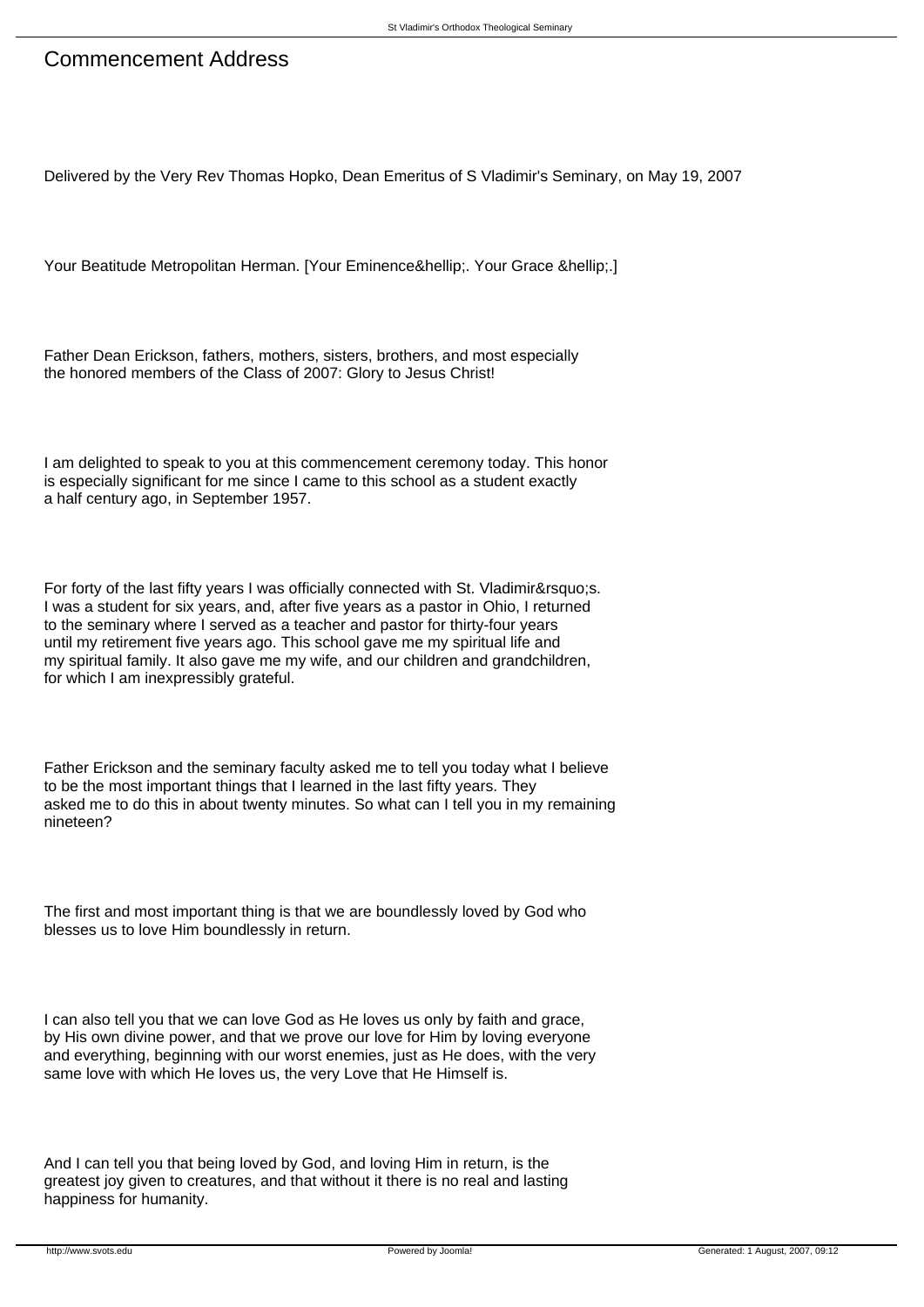# Commencement Address

Delivered by the Very Rev Thomas Hopko, Dean Emeritus of S Vladimir's Seminary, on May 19, 2007

Your Beatitude Metropolitan Herman. [Your Eminence&hellip;. Your Grace &hellip;.]

Father Dean Erickson, fathers, mothers, sisters, brothers, and most especially the honored members of the Class of 2007: Glory to Jesus Christ!

I am delighted to speak to you at this commencement ceremony today. This honor is especially significant for me since I came to this school as a student exactly a half century ago, in September 1957.

For forty of the last fifty years I was officially connected with St. Vladimir&rsquo;s. I was a student for six years, and, after five years as a pastor in Ohio, I returned to the seminary where I served as a teacher and pastor for thirty-four years until my retirement five years ago. This school gave me my spiritual life and my spiritual family. It also gave me my wife, and our children and grandchildren, for which I am inexpressibly grateful.

Father Erickson and the seminary faculty asked me to tell you today what I believe to be the most important things that I learned in the last fifty years. They asked me to do this in about twenty minutes. So what can I tell you in my remaining nineteen?

The first and most important thing is that we are boundlessly loved by God who blesses us to love Him boundlessly in return.

I can also tell you that we can love God as He loves us only by faith and grace, by His own divine power, and that we prove our love for Him by loving everyone and everything, beginning with our worst enemies, just as He does, with the very same love with which He loves us, the very Love that He Himself is.

And I can tell you that being loved by God, and loving Him in return, is the greatest joy given to creatures, and that without it there is no real and lasting happiness for humanity.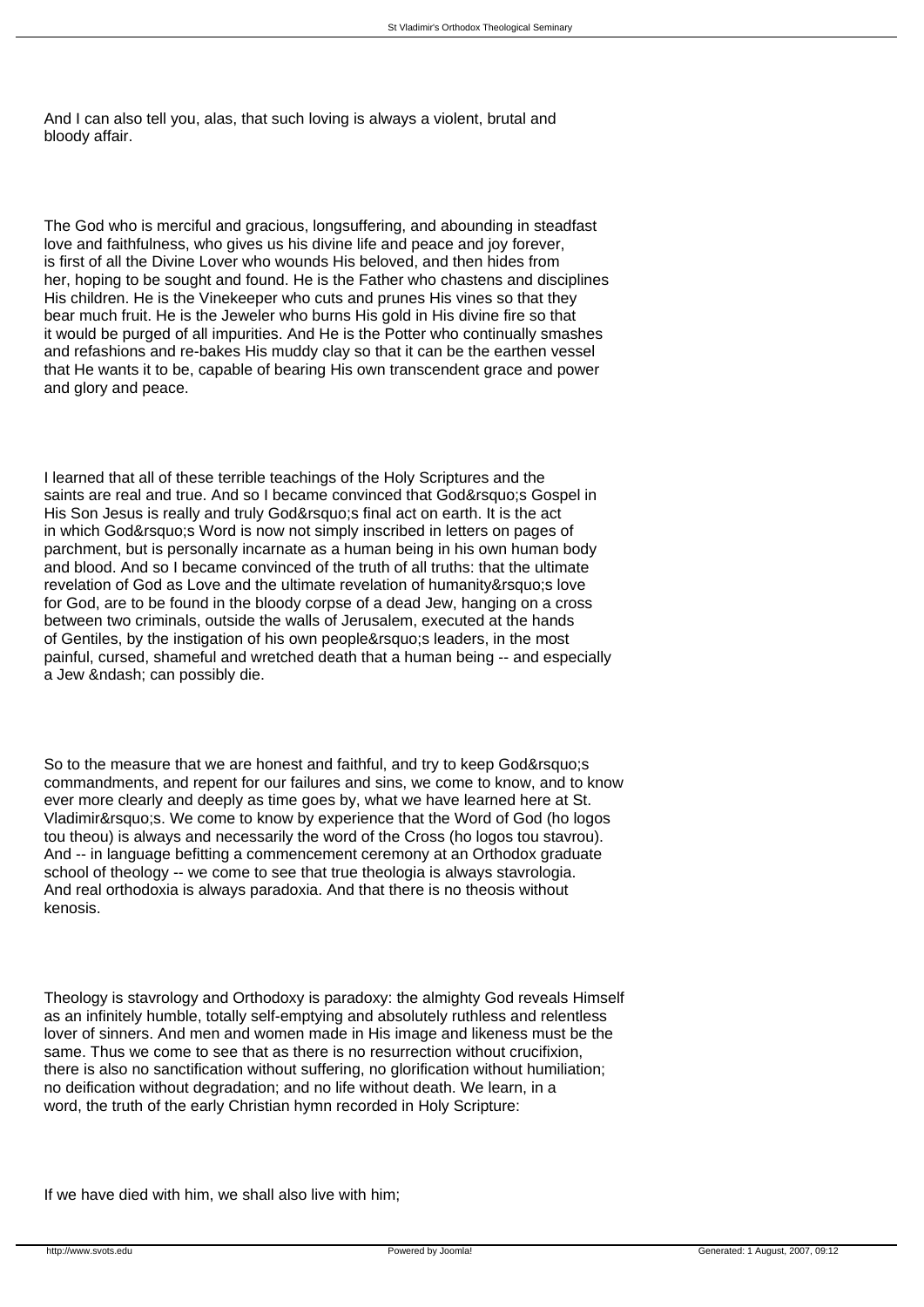And I can also tell you, alas, that such loving is always a violent, brutal and bloody affair.

The God who is merciful and gracious, longsuffering, and abounding in steadfast love and faithfulness, who gives us his divine life and peace and joy forever, is first of all the Divine Lover who wounds His beloved, and then hides from her, hoping to be sought and found. He is the Father who chastens and disciplines His children. He is the Vinekeeper who cuts and prunes His vines so that they bear much fruit. He is the Jeweler who burns His gold in His divine fire so that it would be purged of all impurities. And He is the Potter who continually smashes and refashions and re-bakes His muddy clay so that it can be the earthen vessel that He wants it to be, capable of bearing His own transcendent grace and power and glory and peace.

I learned that all of these terrible teachings of the Holy Scriptures and the saints are real and true. And so I became convinced that God&rsquo;s Gospel in His Son Jesus is really and truly God&rsquo;s final act on earth. It is the act in which God&rsquo;s Word is now not simply inscribed in letters on pages of parchment, but is personally incarnate as a human being in his own human body and blood. And so I became convinced of the truth of all truths: that the ultimate revelation of God as Love and the ultimate revelation of humanity&rsquo;s love for God, are to be found in the bloody corpse of a dead Jew, hanging on a cross between two criminals, outside the walls of Jerusalem, executed at the hands of Gentiles, by the instigation of his own people&rsquo;s leaders, in the most painful, cursed, shameful and wretched death that a human being -- and especially a Jew &ndash; can possibly die.

So to the measure that we are honest and faithful, and try to keep God&rsquo;s commandments, and repent for our failures and sins, we come to know, and to know ever more clearly and deeply as time goes by, what we have learned here at St. Vladimir&rsquo;s. We come to know by experience that the Word of God (ho logos tou theou) is always and necessarily the word of the Cross (ho logos tou stavrou). And -- in language befitting a commencement ceremony at an Orthodox graduate school of theology -- we come to see that true theologia is always stavrologia. And real orthodoxia is always paradoxia. And that there is no theosis without kenosis.

Theology is stavrology and Orthodoxy is paradoxy: the almighty God reveals Himself as an infinitely humble, totally self-emptying and absolutely ruthless and relentless lover of sinners. And men and women made in His image and likeness must be the same. Thus we come to see that as there is no resurrection without crucifixion, there is also no sanctification without suffering, no glorification without humiliation; no deification without degradation; and no life without death. We learn, in a word, the truth of the early Christian hymn recorded in Holy Scripture:

If we have died with him, we shall also live with him;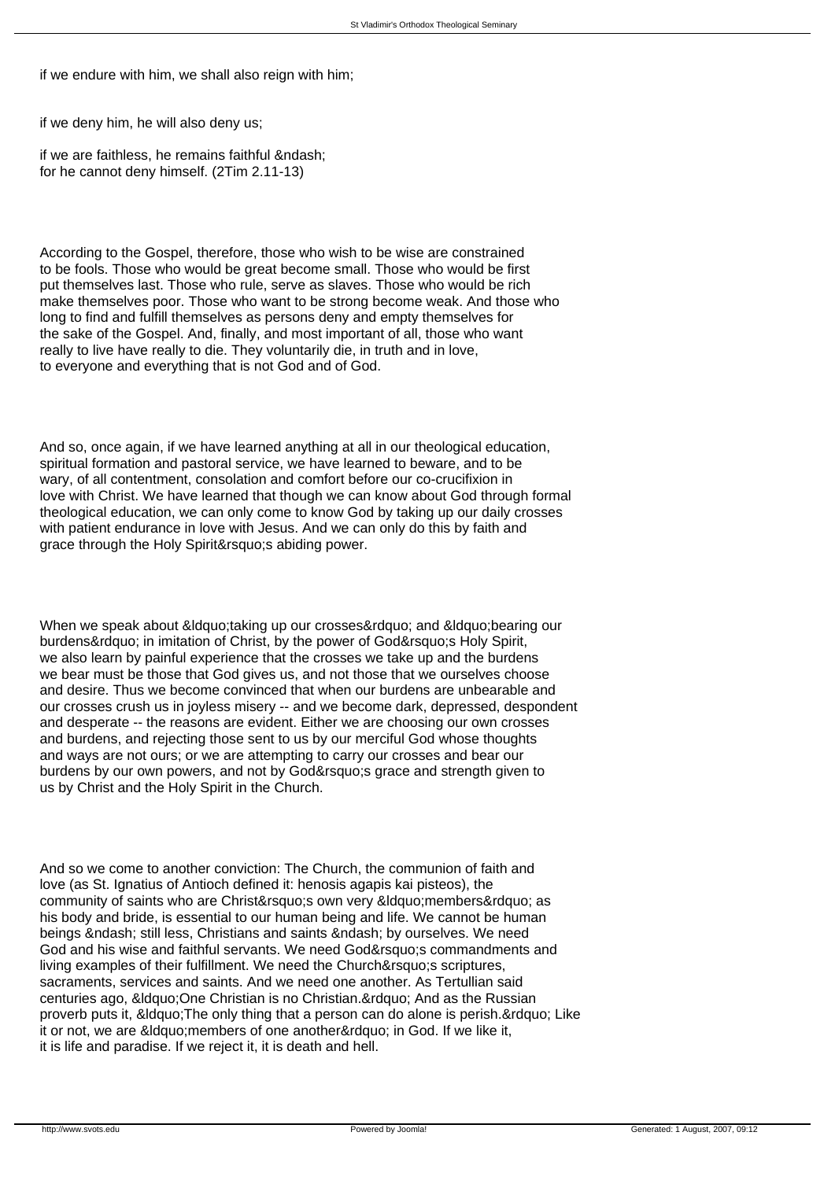if we endure with him, we shall also reign with him;

if we deny him, he will also deny us;

if we are faithless, he remains faithful &ndash;
for he cannot deny himself. (2Tim 2.11-13)

According to the Gospel, therefore, those who wish to be wise are constrained to be fools. Those who would be great become small. Those who would be first put themselves last. Those who rule, serve as slaves. Those who would be rich make themselves poor. Those who want to be strong become weak. And those who long to find and fulfill themselves as persons deny and empty themselves for the sake of the Gospel. And, finally, and most important of all, those who want really to live have really to die. They voluntarily die, in truth and in love, to everyone and everything that is not God and of God.

And so, once again, if we have learned anything at all in our theological education, spiritual formation and pastoral service, we have learned to beware, and to be wary, of all contentment, consolation and comfort before our co-crucifixion in love with Christ. We have learned that though we can know about God through formal theological education, we can only come to know God by taking up our daily crosses with patient endurance in love with Jesus. And we can only do this by faith and grace through the Holy Spirit&rsquo;s abiding power.

When we speak about &ldquo;taking up our crosses&rdquo; and &ldquo;bearing our burdens&rdquo; in imitation of Christ, by the power of God&rsquo;s Holy Spirit, we also learn by painful experience that the crosses we take up and the burdens we bear must be those that God gives us, and not those that we ourselves choose and desire. Thus we become convinced that when our burdens are unbearable and our crosses crush us in joyless misery -- and we become dark, depressed, despondent and desperate -- the reasons are evident. Either we are choosing our own crosses and burdens, and rejecting those sent to us by our merciful God whose thoughts and ways are not ours; or we are attempting to carry our crosses and bear our burdens by our own powers, and not by God&rsquo;s grace and strength given to us by Christ and the Holy Spirit in the Church.

And so we come to another conviction: The Church, the communion of faith and love (as St. Ignatius of Antioch defined it: henosis agapis kai pisteos), the community of saints who are Christ&rsquo;s own very &ldquo;members&rdquo; as his body and bride, is essential to our human being and life. We cannot be human beings &ndash; still less, Christians and saints &ndash; by ourselves. We need God and his wise and faithful servants. We need God&rsquo;s commandments and living examples of their fulfillment. We need the Church&rsquo;s scriptures, sacraments, services and saints. And we need one another. As Tertullian said centuries ago, &ldquo;One Christian is no Christian.&rdquo; And as the Russian proverb puts it, &ldquo;The only thing that a person can do alone is perish.&rdquo; Like it or not, we are &ldquo;members of one another&rdquo; in God. If we like it, it is life and paradise. If we reject it, it is death and hell.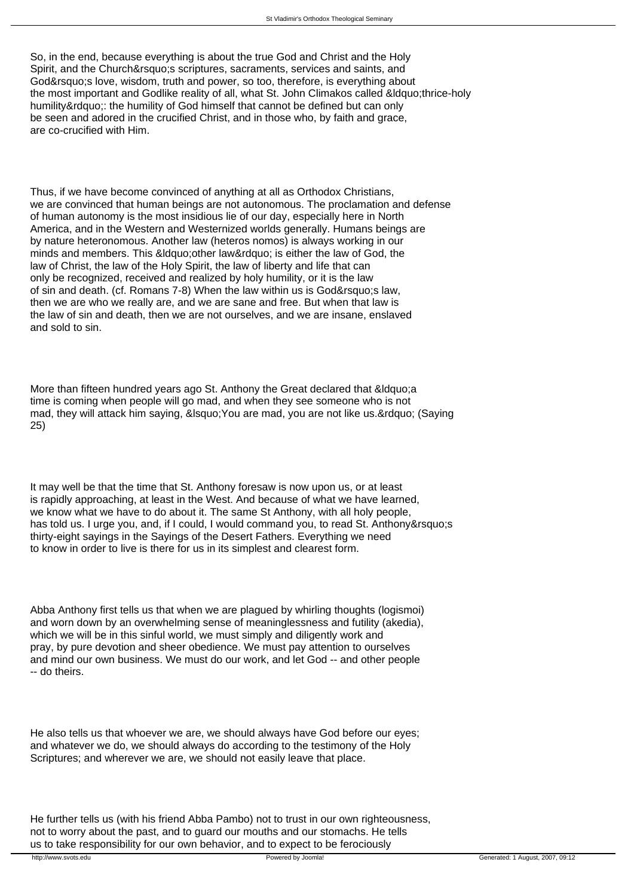So, in the end, because everything is about the true God and Christ and the Holy Spirit, and the Church&rsquo;s scriptures, sacraments, services and saints, and God&rsquo;s love, wisdom, truth and power, so too, therefore, is everything about the most important and Godlike reality of all, what St. John Climakos called &ldquo;thrice-holy humility&rdquo;: the humility of God himself that cannot be defined but can only be seen and adored in the crucified Christ, and in those who, by faith and grace, are co-crucified with Him.

Thus, if we have become convinced of anything at all as Orthodox Christians, we are convinced that human beings are not autonomous. The proclamation and defense of human autonomy is the most insidious lie of our day, especially here in North America, and in the Western and Westernized worlds generally. Humans beings are by nature heteronomous. Another law (heteros nomos) is always working in our minds and members. This &ldquo;other law&rdquo; is either the law of God, the law of Christ, the law of the Holy Spirit, the law of liberty and life that can only be recognized, received and realized by holy humility, or it is the law of sin and death. (cf. Romans 7-8) When the law within us is God&rsquo;s law, then we are who we really are, and we are sane and free. But when that law is the law of sin and death, then we are not ourselves, and we are insane, enslaved and sold to sin.

More than fifteen hundred years ago St. Anthony the Great declared that &ldquo;a time is coming when people will go mad, and when they see someone who is not mad, they will attack him saying, &lsquo;You are mad, you are not like us.&rdquo; (Saying 25)

It may well be that the time that St. Anthony foresaw is now upon us, or at least is rapidly approaching, at least in the West. And because of what we have learned, we know what we have to do about it. The same St Anthony, with all holy people, has told us. I urge you, and, if I could, I would command you, to read St. Anthony&rsquo;s thirty-eight sayings in the Sayings of the Desert Fathers. Everything we need to know in order to live is there for us in its simplest and clearest form.

Abba Anthony first tells us that when we are plagued by whirling thoughts (logismoi) and worn down by an overwhelming sense of meaninglessness and futility (akedia), which we will be in this sinful world, we must simply and diligently work and pray, by pure devotion and sheer obedience. We must pay attention to ourselves and mind our own business. We must do our work, and let God -- and other people -- do theirs.

He also tells us that whoever we are, we should always have God before our eyes; and whatever we do, we should always do according to the testimony of the Holy Scriptures; and wherever we are, we should not easily leave that place.

He further tells us (with his friend Abba Pambo) not to trust in our own righteousness, not to worry about the past, and to guard our mouths and our stomachs. He tells us to take responsibility for our own behavior, and to expect to be ferociously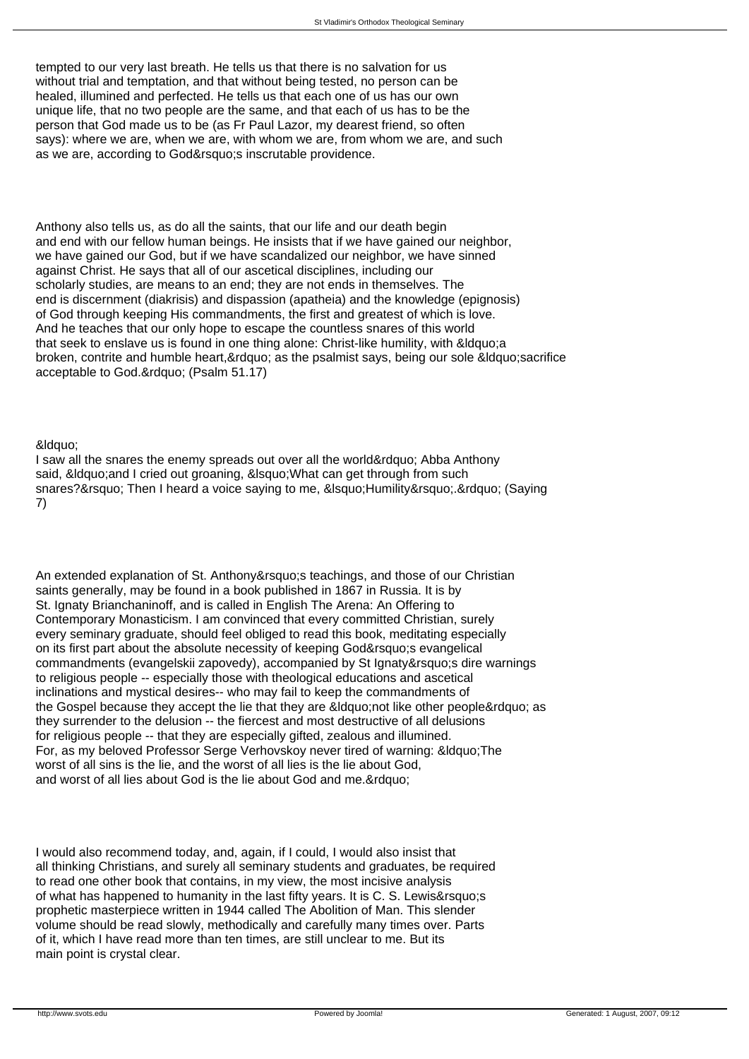tempted to our very last breath. He tells us that there is no salvation for us without trial and temptation, and that without being tested, no person can be healed, illumined and perfected. He tells us that each one of us has our own unique life, that no two people are the same, and that each of us has to be the person that God made us to be (as Fr Paul Lazor, my dearest friend, so often says): where we are, when we are, with whom we are, from whom we are, and such as we are, according to God&rsquo;s inscrutable providence.

Anthony also tells us, as do all the saints, that our life and our death begin and end with our fellow human beings. He insists that if we have gained our neighbor, we have gained our God, but if we have scandalized our neighbor, we have sinned against Christ. He says that all of our ascetical disciplines, including our scholarly studies, are means to an end; they are not ends in themselves. The end is discernment (diakrisis) and dispassion (apatheia) and the knowledge (epignosis) of God through keeping His commandments, the first and greatest of which is love. And he teaches that our only hope to escape the countless snares of this world that seek to enslave us is found in one thing alone: Christ-like humility, with &ldquo;a broken, contrite and humble heart,&rdquo; as the psalmist says, being our sole &ldquo;sacrifice acceptable to God.&rdquo; (Psalm 51.17)

&ldquo;
I saw all the snares the enemy spreads out over all the world&rdquo; Abba Anthony said, &ldquo;and I cried out groaning, &lsquo;What can get through from such snares?&rsquo; Then I heard a voice saying to me, &lsquo;Humility&rsquo;.&rdquo; (Saying 7)

An extended explanation of St. Anthony&rsquo;s teachings, and those of our Christian saints generally, may be found in a book published in 1867 in Russia. It is by St. Ignaty Brianchaninoff, and is called in English The Arena: An Offering to Contemporary Monasticism. I am convinced that every committed Christian, surely every seminary graduate, should feel obliged to read this book, meditating especially on its first part about the absolute necessity of keeping God&rsquo;s evangelical commandments (evangelskii zapovedy), accompanied by St Ignaty&rsquo;s dire warnings to religious people -- especially those with theological educations and ascetical inclinations and mystical desires-- who may fail to keep the commandments of the Gospel because they accept the lie that they are &ldquo;not like other people&rdquo; as they surrender to the delusion -- the fiercest and most destructive of all delusions for religious people -- that they are especially gifted, zealous and illumined. For, as my beloved Professor Serge Verhovskoy never tired of warning: &ldquo;The worst of all sins is the lie, and the worst of all lies is the lie about God, and worst of all lies about God is the lie about God and me.&rdquo;

I would also recommend today, and, again, if I could, I would also insist that all thinking Christians, and surely all seminary students and graduates, be required to read one other book that contains, in my view, the most incisive analysis of what has happened to humanity in the last fifty years. It is C. S. Lewis&rsquo;s prophetic masterpiece written in 1944 called The Abolition of Man. This slender volume should be read slowly, methodically and carefully many times over. Parts of it, which I have read more than ten times, are still unclear to me. But its main point is crystal clear.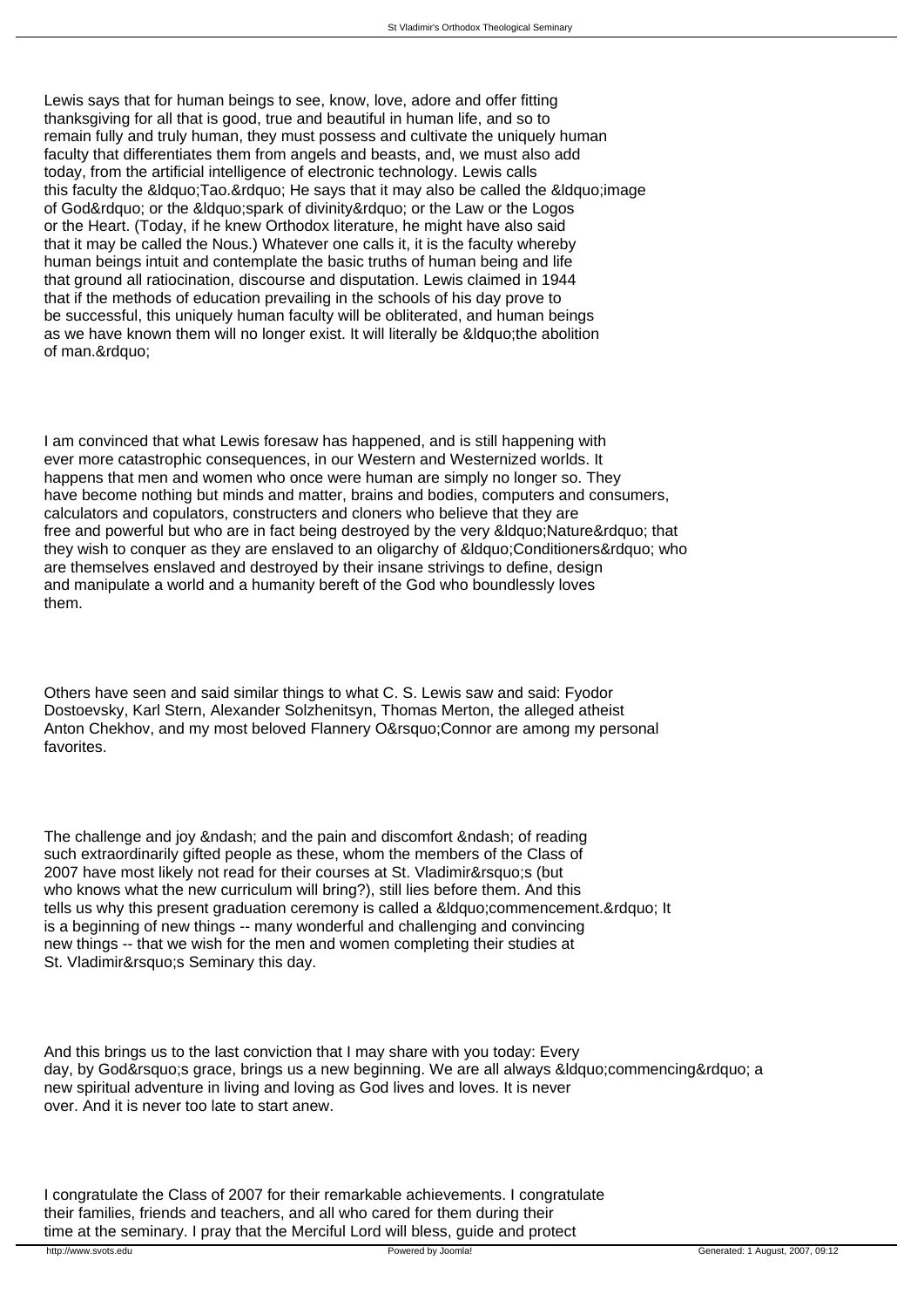Lewis says that for human beings to see, know, love, adore and offer fitting thanksgiving for all that is good, true and beautiful in human life, and so to remain fully and truly human, they must possess and cultivate the uniquely human faculty that differentiates them from angels and beasts, and, we must also add today, from the artificial intelligence of electronic technology. Lewis calls this faculty the &ldquo;Tao.&rdquo; He says that it may also be called the &ldquo;image of God&rdquo; or the &ldquo;spark of divinity&rdquo; or the Law or the Logos or the Heart. (Today, if he knew Orthodox literature, he might have also said that it may be called the Nous.) Whatever one calls it, it is the faculty whereby human beings intuit and contemplate the basic truths of human being and life that ground all ratiocination, discourse and disputation. Lewis claimed in 1944 that if the methods of education prevailing in the schools of his day prove to be successful, this uniquely human faculty will be obliterated, and human beings as we have known them will no longer exist. It will literally be &ldquo;the abolition of man.&rdquo;

I am convinced that what Lewis foresaw has happened, and is still happening with ever more catastrophic consequences, in our Western and Westernized worlds. It happens that men and women who once were human are simply no longer so. They have become nothing but minds and matter, brains and bodies, computers and consumers, calculators and copulators, constructers and cloners who believe that they are free and powerful but who are in fact being destroyed by the very &ldquo;Nature&rdquo; that they wish to conquer as they are enslaved to an oligarchy of &ldquo;Conditioners&rdquo; who are themselves enslaved and destroyed by their insane strivings to define, design and manipulate a world and a humanity bereft of the God who boundlessly loves them.

Others have seen and said similar things to what C. S. Lewis saw and said: Fyodor Dostoevsky, Karl Stern, Alexander Solzhenitsyn, Thomas Merton, the alleged atheist Anton Chekhov, and my most beloved Flannery O&rsquo;Connor are among my personal favorites.

The challenge and joy &ndash; and the pain and discomfort &ndash; of reading such extraordinarily gifted people as these, whom the members of the Class of 2007 have most likely not read for their courses at St. Vladimir&rsquo;s (but who knows what the new curriculum will bring?), still lies before them. And this tells us why this present graduation ceremony is called a &ldquo;commencement.&rdquo; It is a beginning of new things -- many wonderful and challenging and convincing new things -- that we wish for the men and women completing their studies at St. Vladimir&rsquo;s Seminary this day.

And this brings us to the last conviction that I may share with you today: Every day, by God&rsquo;s grace, brings us a new beginning. We are all always &ldquo;commencing&rdquo; a new spiritual adventure in living and loving as God lives and loves. It is never over. And it is never too late to start anew.

I congratulate the Class of 2007 for their remarkable achievements. I congratulate their families, friends and teachers, and all who cared for them during their time at the seminary. I pray that the Merciful Lord will bless, guide and protect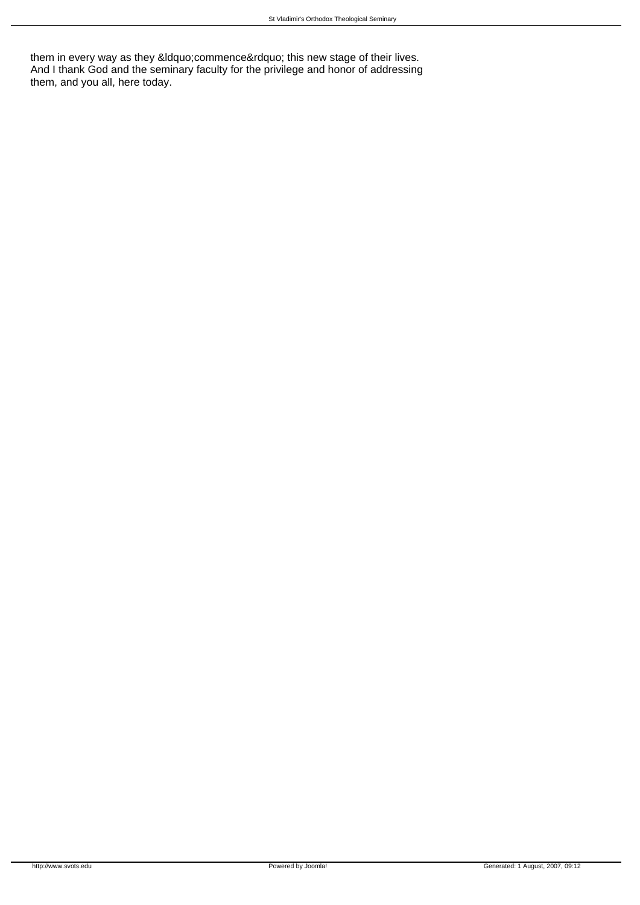them in every way as they &ldquo;commence&rdquo; this new stage of their lives. And I thank God and the seminary faculty for the privilege and honor of addressing them, and you all, here today.